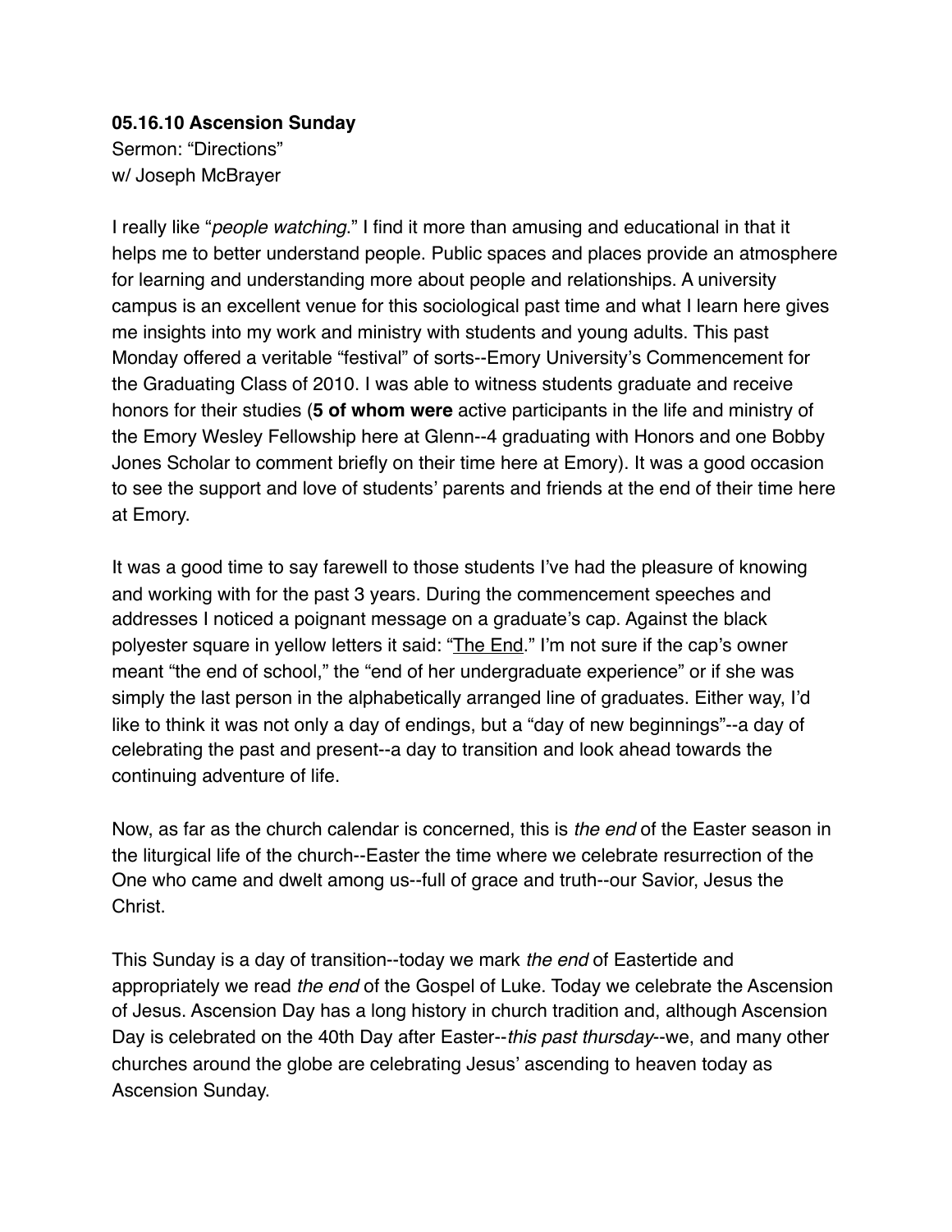**05.16.10 Ascension Sunday**
Sermon: "Directions"
w/ Joseph McBrayer

I really like "*people watching*." I find it more than amusing and educational in that it helps me to better understand people. Public spaces and places provide an atmosphere for learning and understanding more about people and relationships. A university campus is an excellent venue for this sociological past time and what I learn here gives me insights into my work and ministry with students and young adults. This past Monday offered a veritable "festival" of sorts--Emory University's Commencement for the Graduating Class of 2010. I was able to witness students graduate and receive honors for their studies (**5 of whom were** active participants in the life and ministry of the Emory Wesley Fellowship here at Glenn--4 graduating with Honors and one Bobby Jones Scholar to comment briefly on their time here at Emory). It was a good occasion to see the support and love of students' parents and friends at the end of their time here at Emory.

It was a good time to say farewell to those students I've had the pleasure of knowing and working with for the past 3 years. During the commencement speeches and addresses I noticed a poignant message on a graduate's cap. Against the black polyester square in yellow letters it said: "<u>The End</u>." I'm not sure if the cap's owner meant "the end of school," the "end of her undergraduate experience" or if she was simply the last person in the alphabetically arranged line of graduates. Either way, I'd like to think it was not only a day of endings, but a "day of new beginnings"--a day of celebrating the past and present--a day to transition and look ahead towards the continuing adventure of life.

Now, as far as the church calendar is concerned, this is *the end* of the Easter season in the liturgical life of the church--Easter the time where we celebrate resurrection of the One who came and dwelt among us--full of grace and truth--our Savior, Jesus the Christ.

This Sunday is a day of transition--today we mark *the end* of Eastertide and appropriately we read *the end* of the Gospel of Luke. Today we celebrate the Ascension of Jesus. Ascension Day has a long history in church tradition and, although Ascension Day is celebrated on the 40th Day after Easter--*this past thursday*--we, and many other churches around the globe are celebrating Jesus' ascending to heaven today as Ascension Sunday.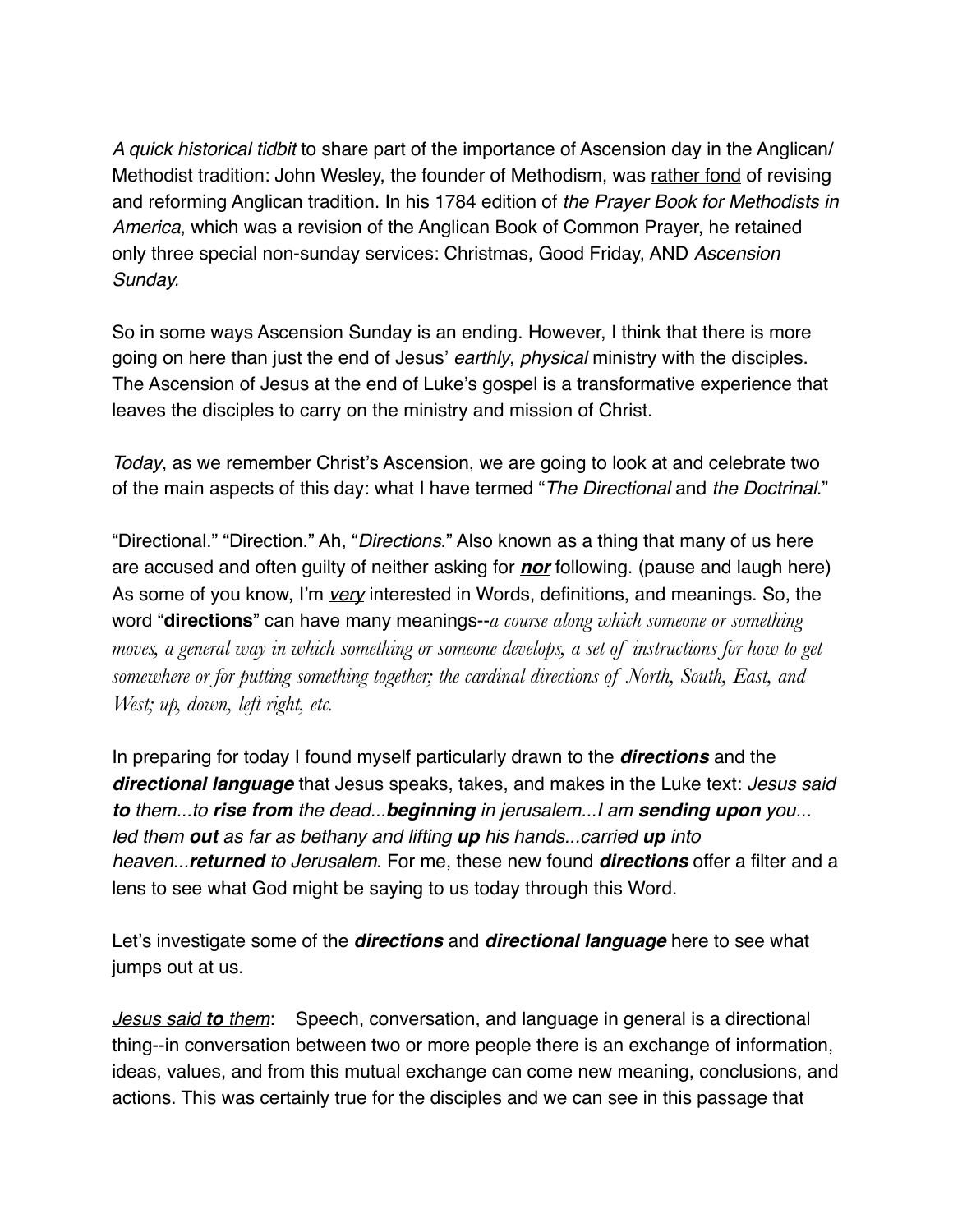*A quick historical tidbit* to share part of the importance of Ascension day in the Anglican/ Methodist tradition: John Wesley, the founder of Methodism, was <u>rather fond</u> of revising and reforming Anglican tradition. In his 1784 edition of *the Prayer Book for Methodists in America*, which was a revision of the Anglican Book of Common Prayer, he retained only three special non-sunday services: Christmas, Good Friday, AND *Ascension Sunday.*

So in some ways Ascension Sunday is an ending. However, I think that there is more going on here than just the end of Jesus' *earthly*, *physical* ministry with the disciples. The Ascension of Jesus at the end of Luke's gospel is a transformative experience that leaves the disciples to carry on the ministry and mission of Christ.

*Today*, as we remember Christ's Ascension, we are going to look at and celebrate two of the main aspects of this day: what I have termed "*The Directional* and *the Doctrinal*."

"Directional." "Direction." Ah, "*Directions*." Also known as a thing that many of us here are accused and often guilty of neither asking for ***<u>nor</u>*** following. (pause and laugh here) As some of you know, I'm *<u>very</u>* interested in Words, definitions, and meanings. So, the word "**directions**" can have many meanings--*a course along which someone or something moves, a general way in which something or someone develops, a set of instructions for how to get somewhere or for putting something together; the cardinal directions of North, South, East, and West; up, down, left right, etc.*

In preparing for today I found myself particularly drawn to the ***directions*** and the ***directional language*** that Jesus speaks, takes, and makes in the Luke text: *Jesus said **to** them...to **rise from** the dead...**beginning** in jerusalem...I am **sending upon** you... led them **out** as far as bethany and lifting **up** his hands...carried **up** into heaven...**returned** to Jerusalem*. For me, these new found ***directions*** offer a filter and a lens to see what God might be saying to us today through this Word.

Let's investigate some of the ***directions*** and ***directional language*** here to see what jumps out at us.

*<u>Jesus said **to** them</u>*: Speech, conversation, and language in general is a directional thing--in conversation between two or more people there is an exchange of information, ideas, values, and from this mutual exchange can come new meaning, conclusions, and actions. This was certainly true for the disciples and we can see in this passage that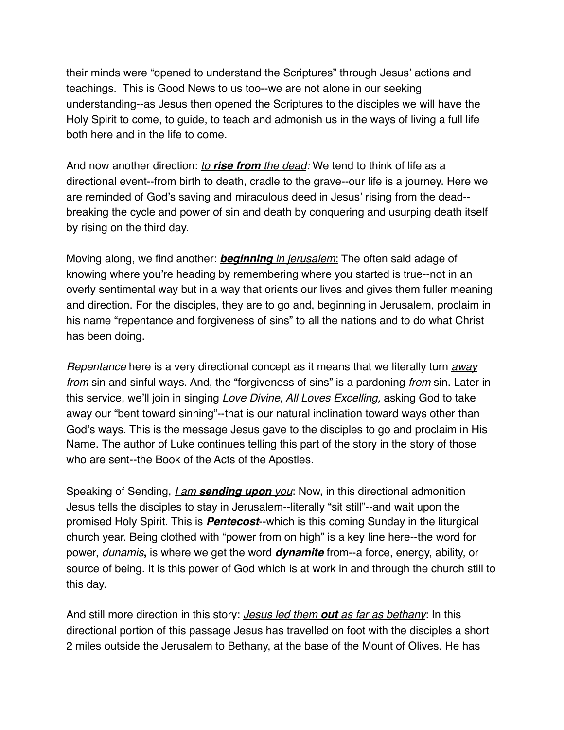their minds were "opened to understand the Scriptures" through Jesus' actions and teachings. This is Good News to us too--we are not alone in our seeking understanding--as Jesus then opened the Scriptures to the disciples we will have the Holy Spirit to come, to guide, to teach and admonish us in the ways of living a full life both here and in the life to come.

And now another direction: <u>*to **rise from** the dead*</u>*:* We tend to think of life as a directional event--from birth to death, cradle to the grave--our life <u>is</u> a journey. Here we are reminded of God's saving and miraculous deed in Jesus' rising from the dead--breaking the cycle and power of sin and death by conquering and usurping death itself by rising on the third day.

Moving along, we find another: <u>***beginning** in jerusalem*</u>: The often said adage of knowing where you're heading by remembering where you started is true--not in an overly sentimental way but in a way that orients our lives and gives them fuller meaning and direction. For the disciples, they are to go and, beginning in Jerusalem, proclaim in his name "repentance and forgiveness of sins" to all the nations and to do what Christ has been doing.

*Repentance* here is a very directional concept as it means that we literally turn <u>*away from*</u> sin and sinful ways. And, the "forgiveness of sins" is a pardoning <u>*from*</u> sin. Later in this service, we'll join in singing *Love Divine, All Loves Excelling,* asking God to take away our "bent toward sinning"--that is our natural inclination toward ways other than God's ways. This is the message Jesus gave to the disciples to go and proclaim in His Name. The author of Luke continues telling this part of the story in the story of those who are sent--the Book of the Acts of the Apostles.

Speaking of Sending, <u>*I am **sending upon** you*</u>: Now, in this directional admonition Jesus tells the disciples to stay in Jerusalem--literally "sit still"--and wait upon the promised Holy Spirit. This is ***Pentecost***--which is this coming Sunday in the liturgical church year. Being clothed with "power from on high" is a key line here--the word for power, *dunamis***,** is where we get the word ***dynamite*** from--a force, energy, ability, or source of being. It is this power of God which is at work in and through the church still to this day.

And still more direction in this story: <u>*Jesus led them **out** as far as bethany*</u>: In this directional portion of this passage Jesus has travelled on foot with the disciples a short 2 miles outside the Jerusalem to Bethany, at the base of the Mount of Olives. He has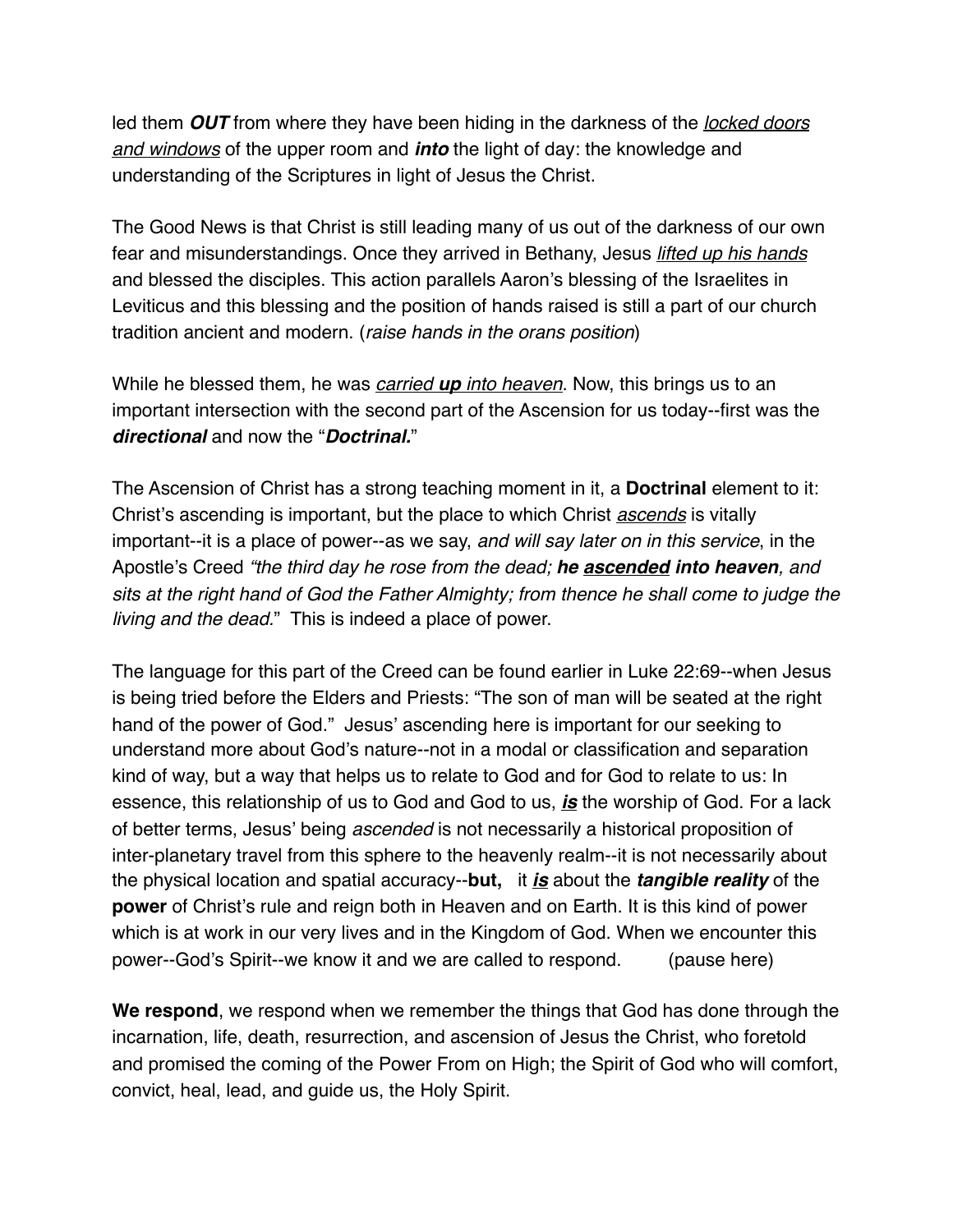led them ***OUT*** from where they have been hiding in the darkness of the *locked doors and windows* of the upper room and ***into*** the light of day: the knowledge and understanding of the Scriptures in light of Jesus the Christ.

The Good News is that Christ is still leading many of us out of the darkness of our own fear and misunderstandings. Once they arrived in Bethany, Jesus *lifted up his hands* and blessed the disciples. This action parallels Aaron's blessing of the Israelites in Leviticus and this blessing and the position of hands raised is still a part of our church tradition ancient and modern. (*raise hands in the orans position*)

While he blessed them, he was *carried **up** into heaven*. Now, this brings us to an important intersection with the second part of the Ascension for us today--first was the ***directional*** and now the "***Doctrinal.***"

The Ascension of Christ has a strong teaching moment in it, a **Doctrinal** element to it: Christ's ascending is important, but the place to which Christ *ascends* is vitally important--it is a place of power--as we say, *and will say later on in this service*, in the Apostle's Creed *"the third day he rose from the dead; **he ascended into heaven**, and sits at the right hand of God the Father Almighty; from thence he shall come to judge the living and the dead."* This is indeed a place of power.

The language for this part of the Creed can be found earlier in Luke 22:69--when Jesus is being tried before the Elders and Priests: "The son of man will be seated at the right hand of the power of God." Jesus' ascending here is important for our seeking to understand more about God's nature--not in a modal or classification and separation kind of way, but a way that helps us to relate to God and for God to relate to us: In essence, this relationship of us to God and God to us, ***is*** the worship of God. For a lack of better terms, Jesus' being *ascended* is not necessarily a historical proposition of inter-planetary travel from this sphere to the heavenly realm--it is not necessarily about the physical location and spatial accuracy--**but,** it ***is*** about the ***tangible reality*** of the **power** of Christ's rule and reign both in Heaven and on Earth. It is this kind of power which is at work in our very lives and in the Kingdom of God. When we encounter this power--God's Spirit--we know it and we are called to respond. (pause here)

**We respond**, we respond when we remember the things that God has done through the incarnation, life, death, resurrection, and ascension of Jesus the Christ, who foretold and promised the coming of the Power From on High; the Spirit of God who will comfort, convict, heal, lead, and guide us, the Holy Spirit.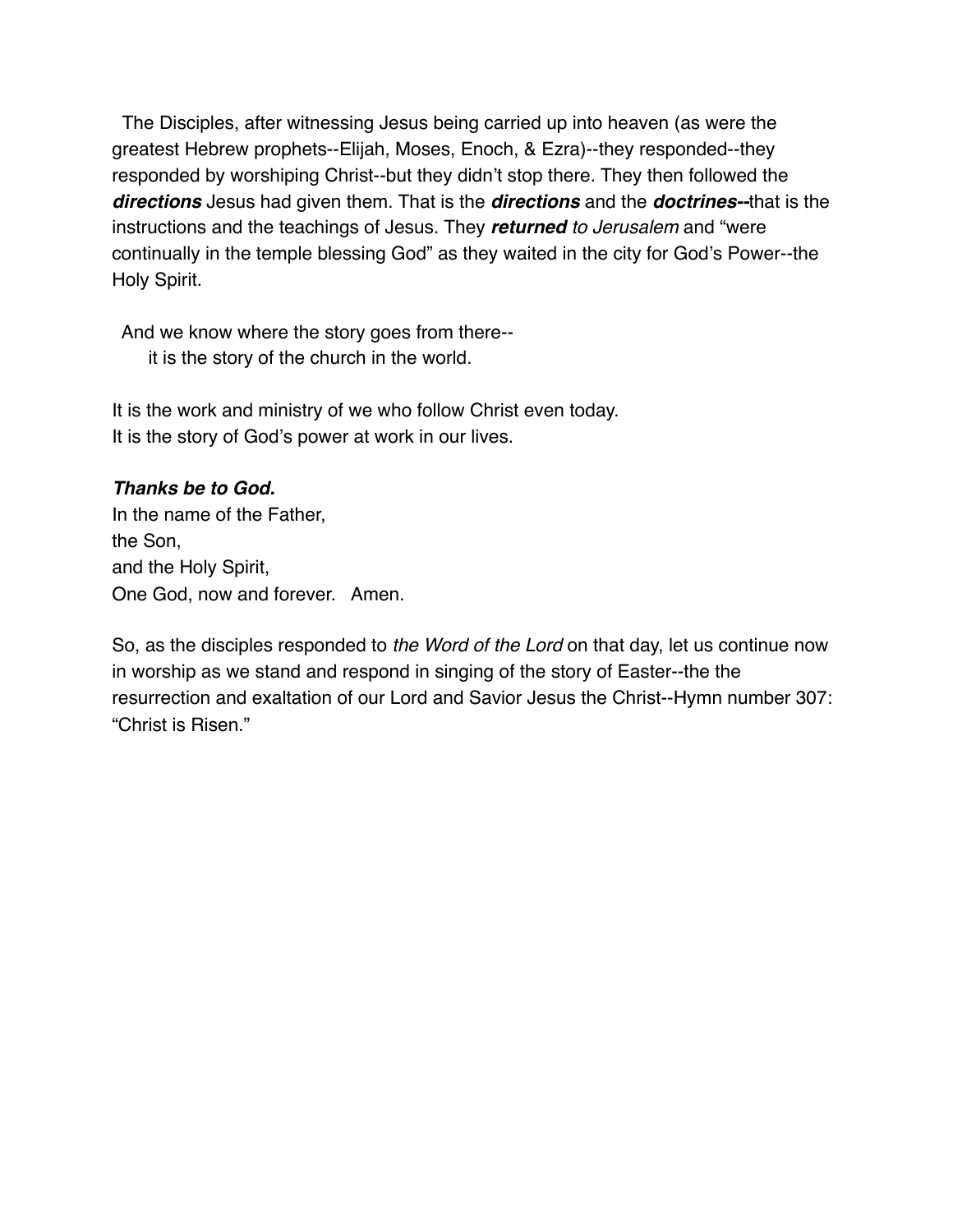The Disciples, after witnessing Jesus being carried up into heaven (as were the greatest Hebrew prophets--Elijah, Moses, Enoch, & Ezra)--they responded--they responded by worshiping Christ--but they didn't stop there. They then followed the ***directions*** Jesus had given them. That is the ***directions*** and the ***doctrines--***that is the instructions and the teachings of Jesus. They ***returned*** *to Jerusalem* and "were continually in the temple blessing God" as they waited in the city for God's Power--the Holy Spirit.

And we know where the story goes from there--
it is the story of the church in the world.

It is the work and ministry of we who follow Christ even today.
It is the story of God's power at work in our lives.

***Thanks be to God.***
In the name of the Father,
the Son,
and the Holy Spirit,
One God, now and forever. Amen.

So, as the disciples responded to *the Word of the Lord* on that day, let us continue now in worship as we stand and respond in singing of the story of Easter--the the resurrection and exaltation of our Lord and Savior Jesus the Christ--Hymn number 307: "Christ is Risen."